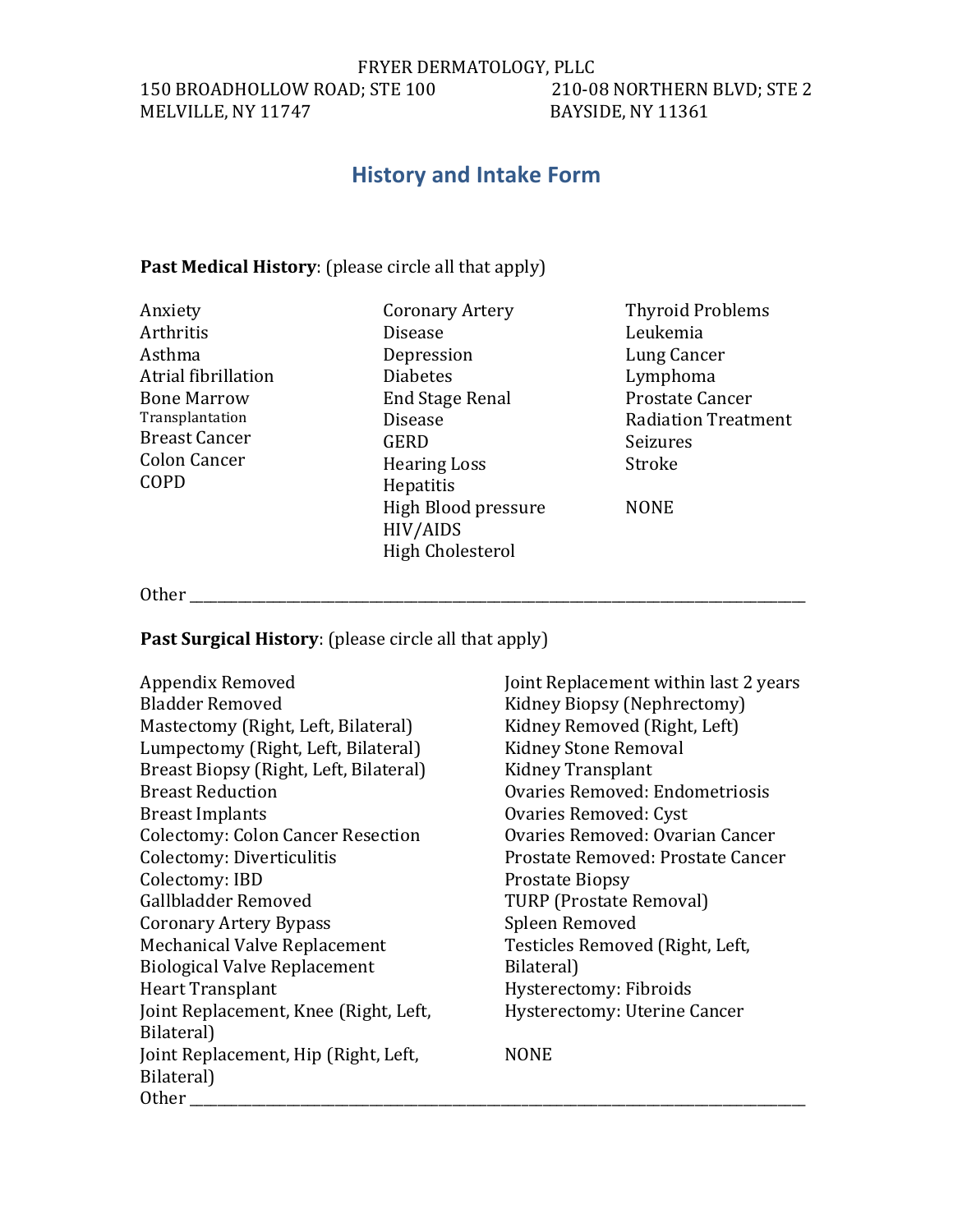FRYER DERMATOLOGY, PLLC

150 BROADHOLLOW ROAD; STE 100
MELVILLE, NY 11747

210-08 NORTHERN BLVD; STE 2
BAYSIDE, NY 11361

# History and Intake Form

**Past Medical History**: (please circle all that apply)

Anxiety
Arthritis
Asthma
Atrial fibrillation
Bone Marrow Transplantation
Breast Cancer
Colon Cancer
COPD
Coronary Artery Disease
Depression
Diabetes
End Stage Renal Disease
GERD
Hearing Loss
Hepatitis
High Blood pressure
HIV/AIDS
High Cholesterol
Thyroid Problems
Leukemia
Lung Cancer
Lymphoma
Prostate Cancer
Radiation Treatment
Seizures
Stroke

NONE

Other \_\_\_\_\_\_\_\_\_\_\_\_\_\_\_\_\_\_\_\_\_\_\_\_\_\_\_\_\_\_\_\_\_\_\_\_\_\_\_\_\_\_\_\_\_\_\_\_\_\_\_\_\_\_\_\_\_\_\_\_\_\_\_\_\_\_\_\_\_\_\_\_

**Past Surgical History**: (please circle all that apply)

Appendix Removed
Bladder Removed
Mastectomy (Right, Left, Bilateral)
Lumpectomy (Right, Left, Bilateral)
Breast Biopsy (Right, Left, Bilateral)
Breast Reduction
Breast Implants
Colectomy: Colon Cancer Resection
Colectomy: Diverticulitis
Colectomy: IBD
Gallbladder Removed
Coronary Artery Bypass
Mechanical Valve Replacement
Biological Valve Replacement
Heart Transplant
Joint Replacement, Knee (Right, Left, Bilateral)
Joint Replacement, Hip (Right, Left, Bilateral)
Joint Replacement within last 2 years
Kidney Biopsy (Nephrectomy)
Kidney Removed (Right, Left)
Kidney Stone Removal
Kidney Transplant
Ovaries Removed: Endometriosis
Ovaries Removed: Cyst
Ovaries Removed: Ovarian Cancer
Prostate Removed: Prostate Cancer
Prostate Biopsy
TURP (Prostate Removal)
Spleen Removed
Testicles Removed (Right, Left, Bilateral)
Hysterectomy: Fibroids
Hysterectomy: Uterine Cancer

NONE

Other \_\_\_\_\_\_\_\_\_\_\_\_\_\_\_\_\_\_\_\_\_\_\_\_\_\_\_\_\_\_\_\_\_\_\_\_\_\_\_\_\_\_\_\_\_\_\_\_\_\_\_\_\_\_\_\_\_\_\_\_\_\_\_\_\_\_\_\_\_\_\_\_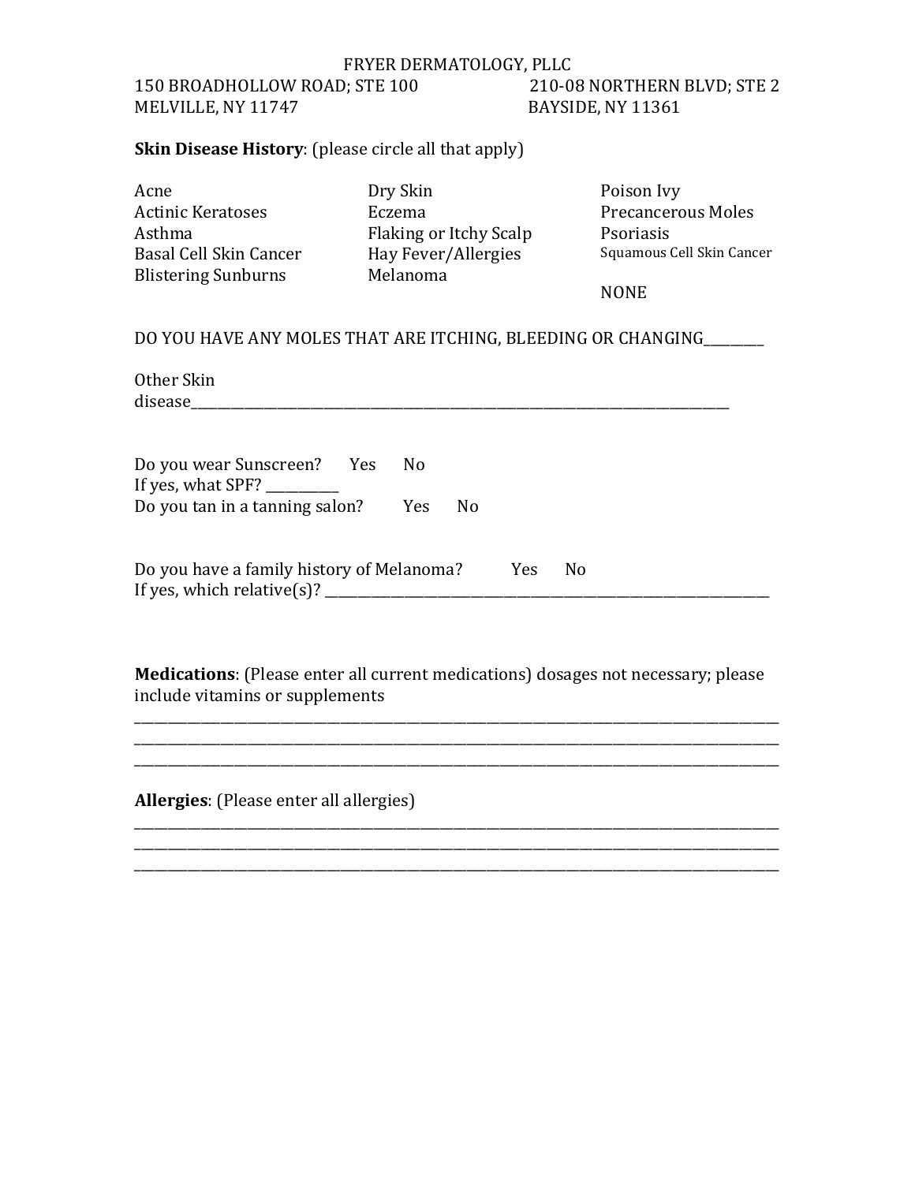FRYER DERMATOLOGY, PLLC

150 BROADHOLLOW ROAD; STE 100
MELVILLE, NY 11747

210-08 NORTHERN BLVD; STE 2
BAYSIDE, NY 11361

**Skin Disease History**: (please circle all that apply)

| | | |
|---|---|---|
| Acne | Dry Skin | Poison Ivy |
| Actinic Keratoses | Eczema | Precancerous Moles |
| Asthma | Flaking or Itchy Scalp | Psoriasis |
| Basal Cell Skin Cancer | Hay Fever/Allergies | Squamous Cell Skin Cancer |
| Blistering Sunburns | Melanoma | |
| | | NONE |

DO YOU HAVE ANY MOLES THAT ARE ITCHING, BLEEDING OR CHANGING_________

Other Skin disease_______________________________________________________________________________

Do you wear Sunscreen? Yes No
If yes, what SPF? __________
Do you tan in a tanning salon? Yes No

Do you have a family history of Melanoma? Yes No
If yes, which relative(s)? _________________________________________________________________

**Medications**: (Please enter all current medications) dosages not necessary; please include vitamins or supplements

_____________________________________________________________________________________________
_____________________________________________________________________________________________
_____________________________________________________________________________________________

**Allergies**: (Please enter all allergies)

_____________________________________________________________________________________________
_____________________________________________________________________________________________
_____________________________________________________________________________________________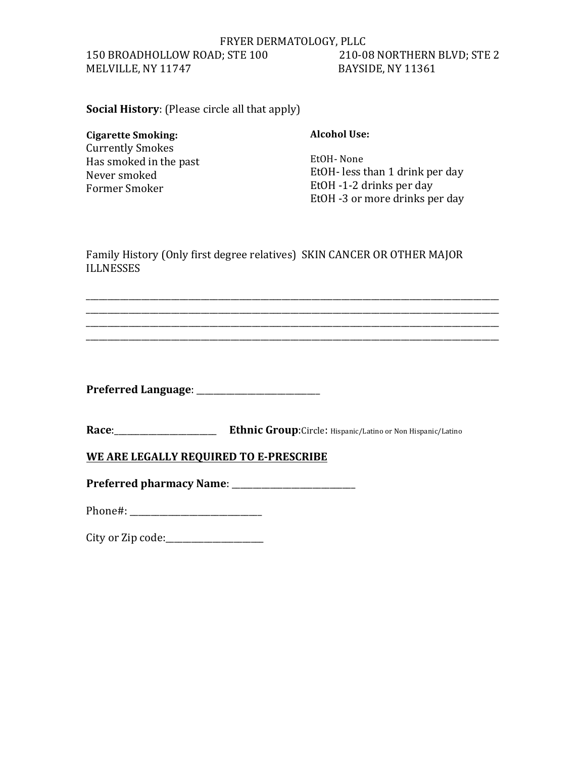FRYER DERMATOLOGY, PLLC

150 BROADHOLLOW ROAD; STE 100
MELVILLE, NY 11747

210-08 NORTHERN BLVD; STE 2
BAYSIDE, NY 11361

**Social History**: (Please circle all that apply)

**Cigarette Smoking:**
Currently Smokes
Has smoked in the past
Never smoked
Former Smoker

**Alcohol Use:**

EtOH- None
EtOH- less than 1 drink per day
EtOH -1-2 drinks per day
EtOH -3 or more drinks per day

Family History (Only first degree relatives) SKIN CANCER OR OTHER MAJOR ILLNESSES

________________________________________________________________________________
________________________________________________________________________________
________________________________________________________________________________
________________________________________________________________________________

**Preferred Language**: ______________________________

**Race**:__________________________ **Ethnic Group**:Circle: Hispanic/Latino or Non Hispanic/Latino

**<u>WE ARE LEGALLY REQUIRED TO E-PRESCRIBE</u>**

**Preferred pharmacy Name**: ______________________________

Phone#: ________________________________

City or Zip code:________________________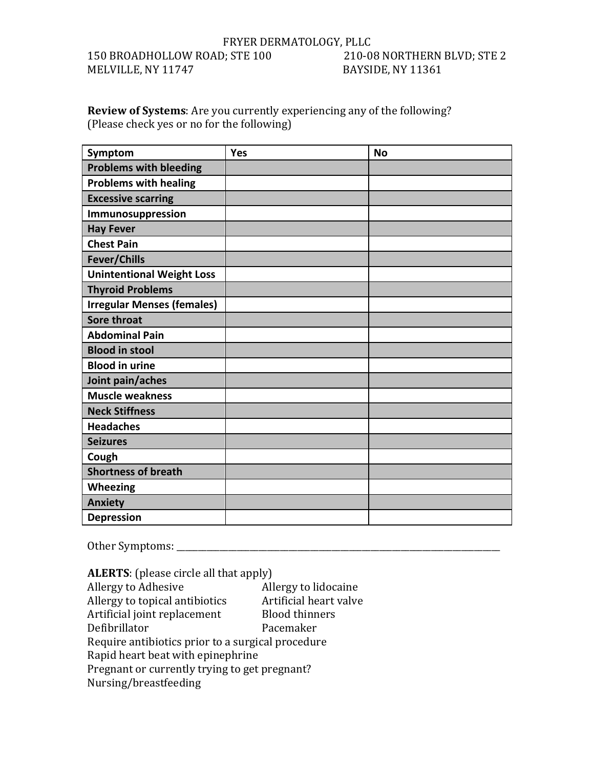FRYER DERMATOLOGY, PLLC

150 BROADHOLLOW ROAD; STE 100
MELVILLE, NY 11747

210-08 NORTHERN BLVD; STE 2
BAYSIDE, NY 11361

**Review of Systems**: Are you currently experiencing any of the following?
(Please check yes or no for the following)

| Symptom | Yes | No |
|---|---|---|
| **Problems with bleeding** | | |
| **Problems with healing** | | |
| **Excessive scarring** | | |
| **Immunosuppression** | | |
| **Hay Fever** | | |
| **Chest Pain** | | |
| **Fever/Chills** | | |
| **Unintentional Weight Loss** | | |
| **Thyroid Problems** | | |
| **Irregular Menses (females)** | | |
| **Sore throat** | | |
| **Abdominal Pain** | | |
| **Blood in stool** | | |
| **Blood in urine** | | |
| **Joint pain/aches** | | |
| **Muscle weakness** | | |
| **Neck Stiffness** | | |
| **Headaches** | | |
| **Seizures** | | |
| **Cough** | | |
| **Shortness of breath** | | |
| **Wheezing** | | |
| **Anxiety** | | |
| **Depression** | | |

Other Symptoms: ___________________________________________________________________

**ALERTS**: (please circle all that apply)

Allergy to Adhesive
Allergy to lidocaine
Allergy to topical antibiotics
Artificial heart valve
Artificial joint replacement
Blood thinners
Defibrillator
Pacemaker
Require antibiotics prior to a surgical procedure
Rapid heart beat with epinephrine
Pregnant or currently trying to get pregnant?
Nursing/breastfeeding